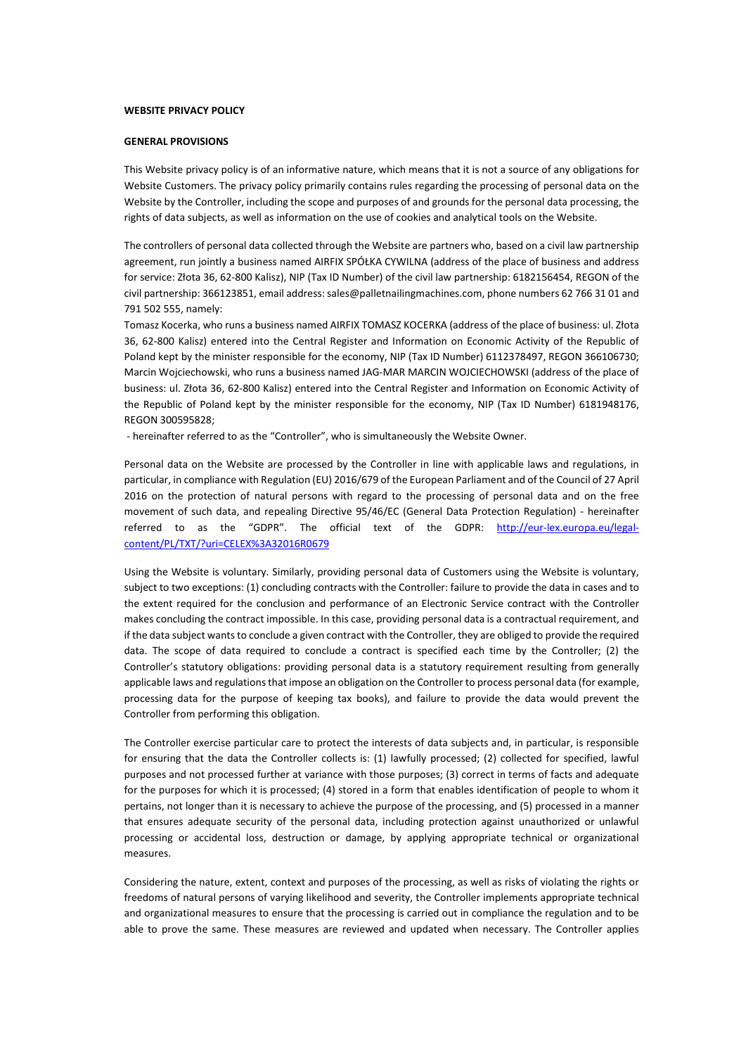**WEBSITE PRIVACY POLICY**

**GENERAL PROVISIONS**

This Website privacy policy is of an informative nature, which means that it is not a source of any obligations for Website Customers. The privacy policy primarily contains rules regarding the processing of personal data on the Website by the Controller, including the scope and purposes of and grounds for the personal data processing, the rights of data subjects, as well as information on the use of cookies and analytical tools on the Website.

The controllers of personal data collected through the Website are partners who, based on a civil law partnership agreement, run jointly a business named AIRFIX SPÓŁKA CYWILNA (address of the place of business and address for service: Złota 36, 62-800 Kalisz), NIP (Tax ID Number) of the civil law partnership: 6182156454, REGON of the civil partnership: 366123851, email address: sales@palletnailingmachines.com, phone numbers 62 766 31 01 and 791 502 555, namely:

Tomasz Kocerka, who runs a business named AIRFIX TOMASZ KOCERKA (address of the place of business: ul. Złota 36, 62-800 Kalisz) entered into the Central Register and Information on Economic Activity of the Republic of Poland kept by the minister responsible for the economy, NIP (Tax ID Number) 6112378497, REGON 366106730;

Marcin Wojciechowski, who runs a business named JAG-MAR MARCIN WOJCIECHOWSKI (address of the place of business: ul. Złota 36, 62-800 Kalisz) entered into the Central Register and Information on Economic Activity of the Republic of Poland kept by the minister responsible for the economy, NIP (Tax ID Number) 6181948176, REGON 300595828;

- hereinafter referred to as the "Controller", who is simultaneously the Website Owner.

Personal data on the Website are processed by the Controller in line with applicable laws and regulations, in particular, in compliance with Regulation (EU) 2016/679 of the European Parliament and of the Council of 27 April 2016 on the protection of natural persons with regard to the processing of personal data and on the free movement of such data, and repealing Directive 95/46/EC (General Data Protection Regulation) - hereinafter referred to as the "GDPR". The official text of the GDPR: [http://eur-lex.europa.eu/legal-content/PL/TXT/?uri=CELEX%3A32016R0679](http://eur-lex.europa.eu/legal-content/PL/TXT/?uri=CELEX%3A32016R0679)

Using the Website is voluntary. Similarly, providing personal data of Customers using the Website is voluntary, subject to two exceptions: (1) concluding contracts with the Controller: failure to provide the data in cases and to the extent required for the conclusion and performance of an Electronic Service contract with the Controller makes concluding the contract impossible. In this case, providing personal data is a contractual requirement, and if the data subject wants to conclude a given contract with the Controller, they are obliged to provide the required data. The scope of data required to conclude a contract is specified each time by the Controller; (2) the Controller's statutory obligations: providing personal data is a statutory requirement resulting from generally applicable laws and regulations that impose an obligation on the Controller to process personal data (for example, processing data for the purpose of keeping tax books), and failure to provide the data would prevent the Controller from performing this obligation.

The Controller exercise particular care to protect the interests of data subjects and, in particular, is responsible for ensuring that the data the Controller collects is: (1) lawfully processed; (2) collected for specified, lawful purposes and not processed further at variance with those purposes; (3) correct in terms of facts and adequate for the purposes for which it is processed; (4) stored in a form that enables identification of people to whom it pertains, not longer than it is necessary to achieve the purpose of the processing, and (5) processed in a manner that ensures adequate security of the personal data, including protection against unauthorized or unlawful processing or accidental loss, destruction or damage, by applying appropriate technical or organizational measures.

Considering the nature, extent, context and purposes of the processing, as well as risks of violating the rights or freedoms of natural persons of varying likelihood and severity, the Controller implements appropriate technical and organizational measures to ensure that the processing is carried out in compliance the regulation and to be able to prove the same. These measures are reviewed and updated when necessary. The Controller applies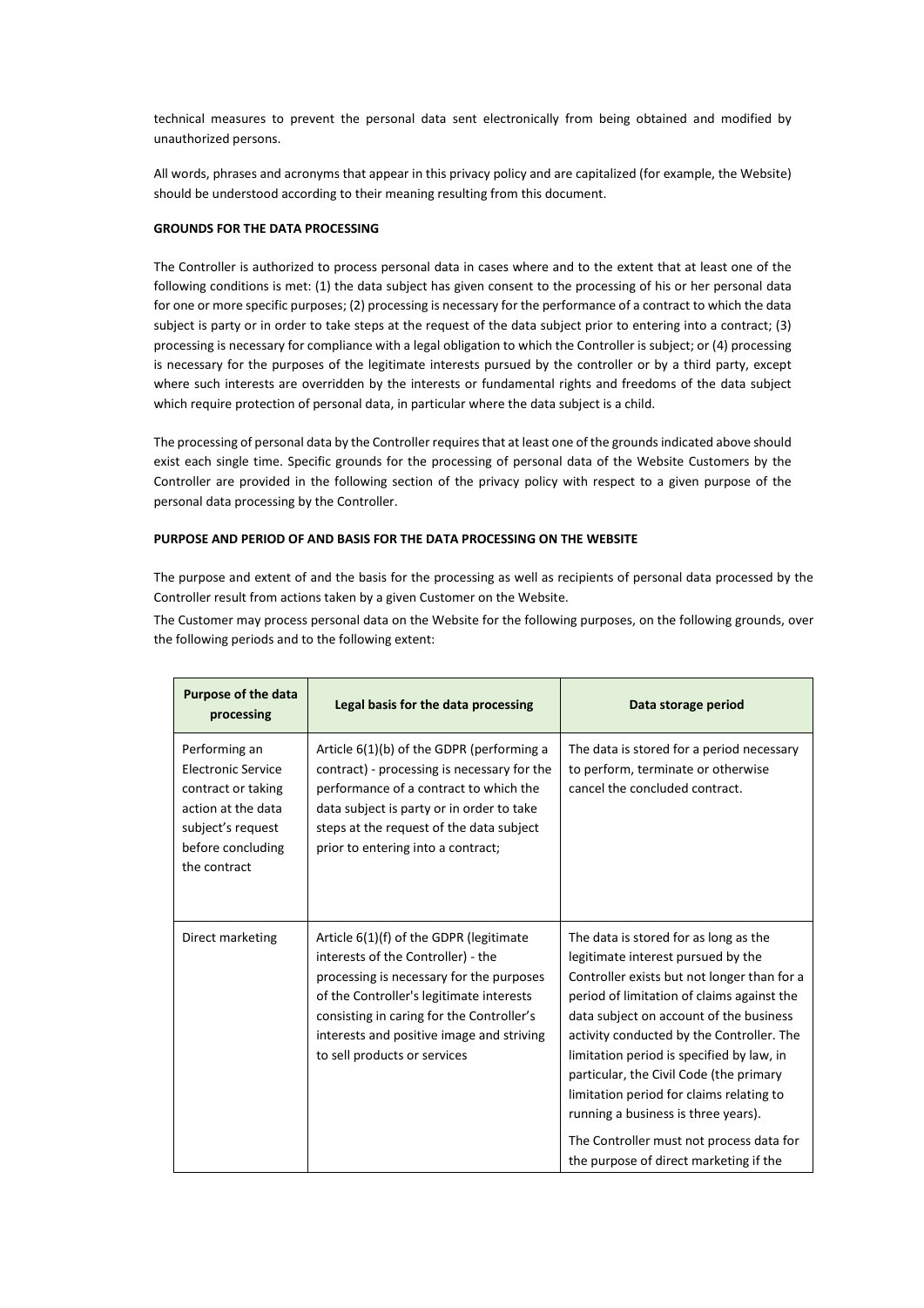technical measures to prevent the personal data sent electronically from being obtained and modified by unauthorized persons.

All words, phrases and acronyms that appear in this privacy policy and are capitalized (for example, the Website) should be understood according to their meaning resulting from this document.

**GROUNDS FOR THE DATA PROCESSING**

The Controller is authorized to process personal data in cases where and to the extent that at least one of the following conditions is met: (1) the data subject has given consent to the processing of his or her personal data for one or more specific purposes; (2) processing is necessary for the performance of a contract to which the data subject is party or in order to take steps at the request of the data subject prior to entering into a contract; (3) processing is necessary for compliance with a legal obligation to which the Controller is subject; or (4) processing is necessary for the purposes of the legitimate interests pursued by the controller or by a third party, except where such interests are overridden by the interests or fundamental rights and freedoms of the data subject which require protection of personal data, in particular where the data subject is a child.

The processing of personal data by the Controller requires that at least one of the grounds indicated above should exist each single time. Specific grounds for the processing of personal data of the Website Customers by the Controller are provided in the following section of the privacy policy with respect to a given purpose of the personal data processing by the Controller.

**PURPOSE AND PERIOD OF AND BASIS FOR THE DATA PROCESSING ON THE WEBSITE**

The purpose and extent of and the basis for the processing as well as recipients of personal data processed by the Controller result from actions taken by a given Customer on the Website.

The Customer may process personal data on the Website for the following purposes, on the following grounds, over the following periods and to the following extent:

| Purpose of the data processing | Legal basis for the data processing | Data storage period |
|---|---|---|
| Performing an Electronic Service contract or taking action at the data subject's request before concluding the contract | Article 6(1)(b) of the GDPR (performing a contract) - processing is necessary for the performance of a contract to which the data subject is party or in order to take steps at the request of the data subject prior to entering into a contract; | The data is stored for a period necessary to perform, terminate or otherwise cancel the concluded contract. |
| Direct marketing | Article 6(1)(f) of the GDPR (legitimate interests of the Controller) - the processing is necessary for the purposes of the Controller's legitimate interests consisting in caring for the Controller's interests and positive image and striving to sell products or services | The data is stored for as long as the legitimate interest pursued by the Controller exists but not longer than for a period of limitation of claims against the data subject on account of the business activity conducted by the Controller. The limitation period is specified by law, in particular, the Civil Code (the primary limitation period for claims relating to running a business is three years).<br><br>The Controller must not process data for the purpose of direct marketing if the |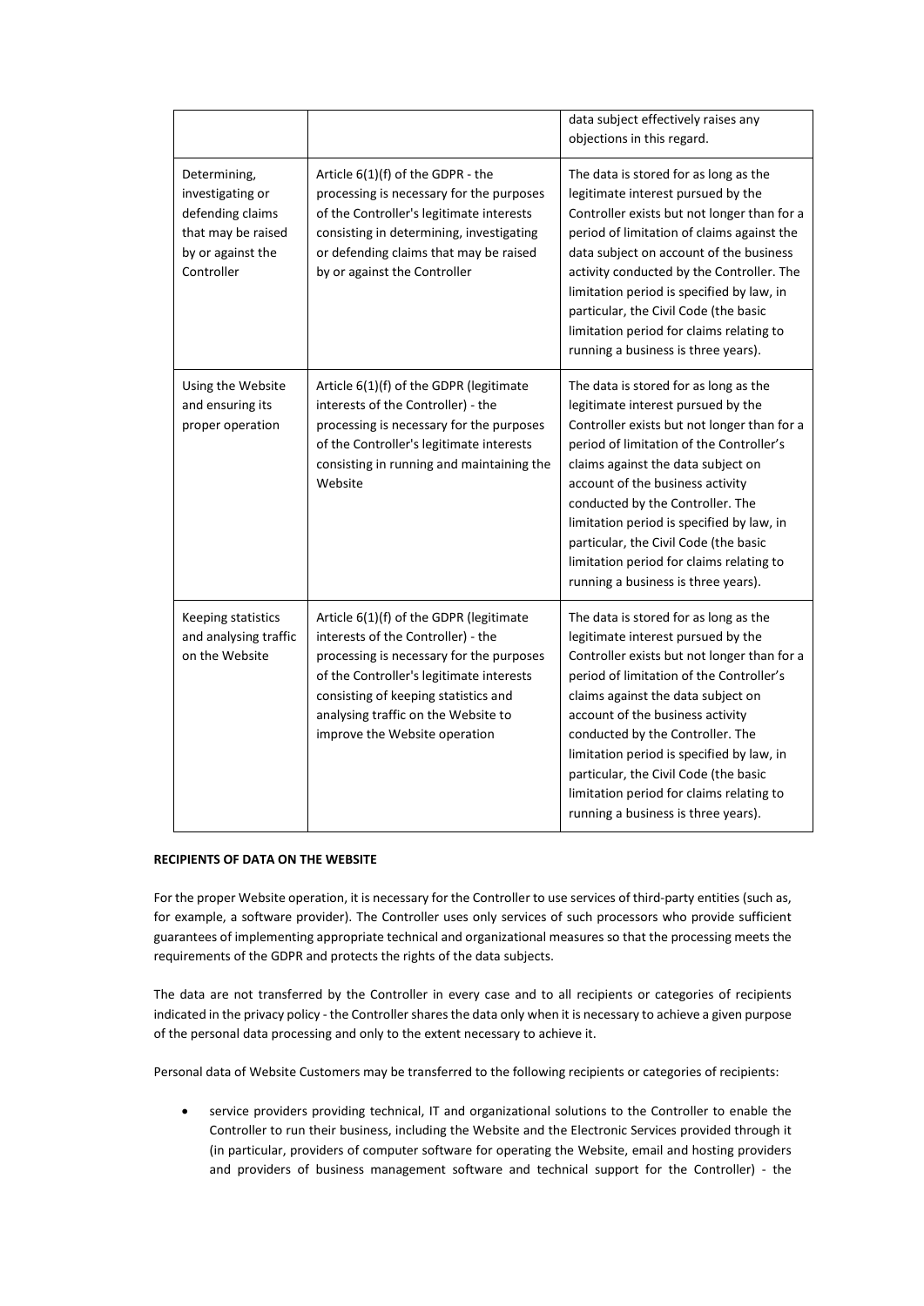| | | |
|---|---|---|
| | | data subject effectively raises any objections in this regard. |
| Determining, investigating or defending claims that may be raised by or against the Controller | Article 6(1)(f) of the GDPR - the processing is necessary for the purposes of the Controller's legitimate interests consisting in determining, investigating or defending claims that may be raised by or against the Controller | The data is stored for as long as the legitimate interest pursued by the Controller exists but not longer than for a period of limitation of claims against the data subject on account of the business activity conducted by the Controller. The limitation period is specified by law, in particular, the Civil Code (the basic limitation period for claims relating to running a business is three years). |
| Using the Website and ensuring its proper operation | Article 6(1)(f) of the GDPR (legitimate interests of the Controller) - the processing is necessary for the purposes of the Controller's legitimate interests consisting in running and maintaining the Website | The data is stored for as long as the legitimate interest pursued by the Controller exists but not longer than for a period of limitation of the Controller's claims against the data subject on account of the business activity conducted by the Controller. The limitation period is specified by law, in particular, the Civil Code (the basic limitation period for claims relating to running a business is three years). |
| Keeping statistics and analysing traffic on the Website | Article 6(1)(f) of the GDPR (legitimate interests of the Controller) - the processing is necessary for the purposes of the Controller's legitimate interests consisting of keeping statistics and analysing traffic on the Website to improve the Website operation | The data is stored for as long as the legitimate interest pursued by the Controller exists but not longer than for a period of limitation of the Controller's claims against the data subject on account of the business activity conducted by the Controller. The limitation period is specified by law, in particular, the Civil Code (the basic limitation period for claims relating to running a business is three years). |

**RECIPIENTS OF DATA ON THE WEBSITE**

For the proper Website operation, it is necessary for the Controller to use services of third-party entities (such as, for example, a software provider). The Controller uses only services of such processors who provide sufficient guarantees of implementing appropriate technical and organizational measures so that the processing meets the requirements of the GDPR and protects the rights of the data subjects.

The data are not transferred by the Controller in every case and to all recipients or categories of recipients indicated in the privacy policy - the Controller shares the data only when it is necessary to achieve a given purpose of the personal data processing and only to the extent necessary to achieve it.

Personal data of Website Customers may be transferred to the following recipients or categories of recipients:

- service providers providing technical, IT and organizational solutions to the Controller to enable the Controller to run their business, including the Website and the Electronic Services provided through it (in particular, providers of computer software for operating the Website, email and hosting providers and providers of business management software and technical support for the Controller) - the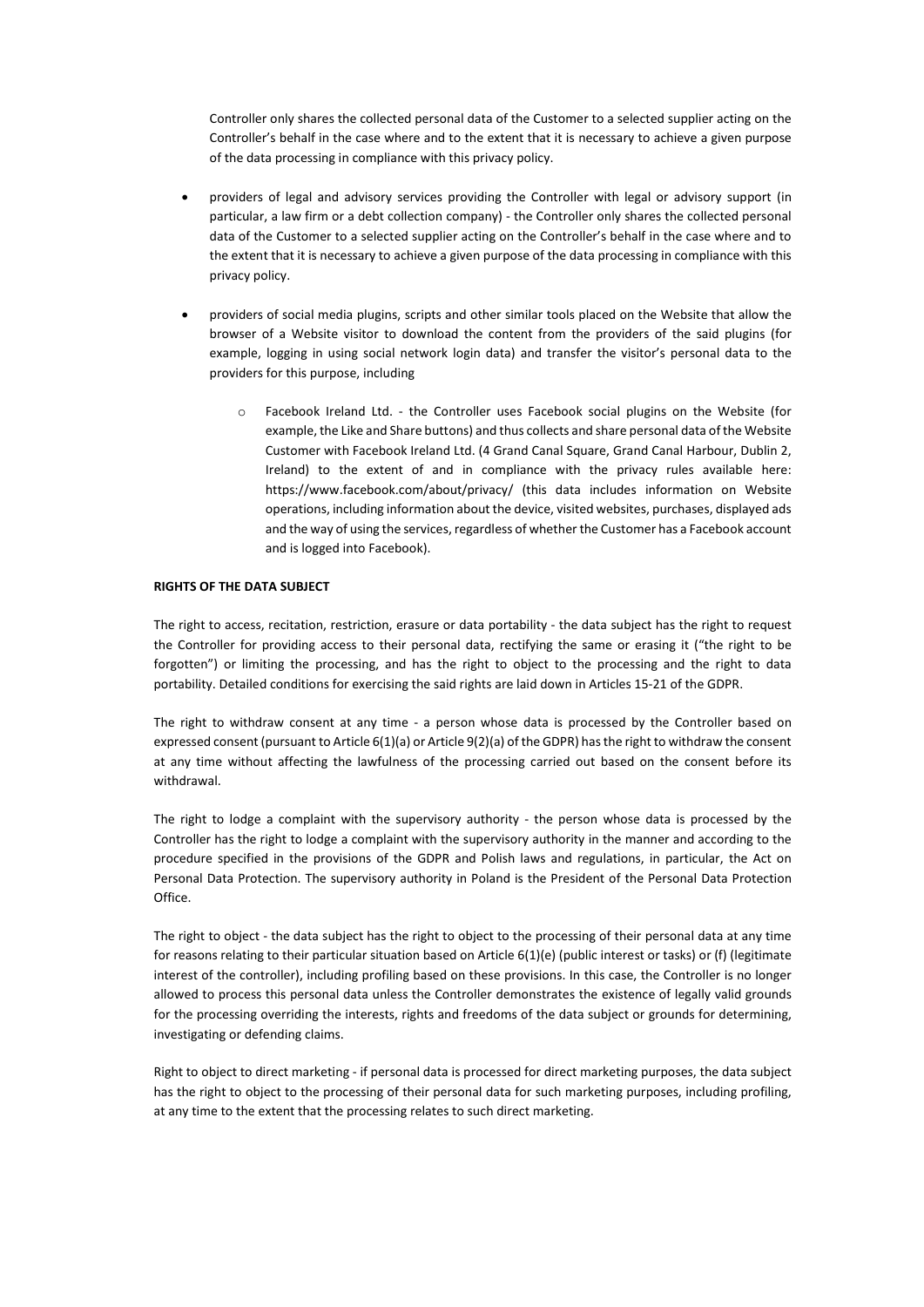Controller only shares the collected personal data of the Customer to a selected supplier acting on the Controller's behalf in the case where and to the extent that it is necessary to achieve a given purpose of the data processing in compliance with this privacy policy.

- providers of legal and advisory services providing the Controller with legal or advisory support (in particular, a law firm or a debt collection company) - the Controller only shares the collected personal data of the Customer to a selected supplier acting on the Controller's behalf in the case where and to the extent that it is necessary to achieve a given purpose of the data processing in compliance with this privacy policy.
- providers of social media plugins, scripts and other similar tools placed on the Website that allow the browser of a Website visitor to download the content from the providers of the said plugins (for example, logging in using social network login data) and transfer the visitor's personal data to the providers for this purpose, including
  - Facebook Ireland Ltd. - the Controller uses Facebook social plugins on the Website (for example, the Like and Share buttons) and thus collects and share personal data of the Website Customer with Facebook Ireland Ltd. (4 Grand Canal Square, Grand Canal Harbour, Dublin 2, Ireland) to the extent of and in compliance with the privacy rules available here: https://www.facebook.com/about/privacy/ (this data includes information on Website operations, including information about the device, visited websites, purchases, displayed ads and the way of using the services, regardless of whether the Customer has a Facebook account and is logged into Facebook).

**RIGHTS OF THE DATA SUBJECT**

The right to access, recitation, restriction, erasure or data portability - the data subject has the right to request the Controller for providing access to their personal data, rectifying the same or erasing it ("the right to be forgotten") or limiting the processing, and has the right to object to the processing and the right to data portability. Detailed conditions for exercising the said rights are laid down in Articles 15-21 of the GDPR.

The right to withdraw consent at any time - a person whose data is processed by the Controller based on expressed consent (pursuant to Article 6(1)(a) or Article 9(2)(a) of the GDPR) has the right to withdraw the consent at any time without affecting the lawfulness of the processing carried out based on the consent before its withdrawal.

The right to lodge a complaint with the supervisory authority - the person whose data is processed by the Controller has the right to lodge a complaint with the supervisory authority in the manner and according to the procedure specified in the provisions of the GDPR and Polish laws and regulations, in particular, the Act on Personal Data Protection. The supervisory authority in Poland is the President of the Personal Data Protection Office.

The right to object - the data subject has the right to object to the processing of their personal data at any time for reasons relating to their particular situation based on Article 6(1)(e) (public interest or tasks) or (f) (legitimate interest of the controller), including profiling based on these provisions. In this case, the Controller is no longer allowed to process this personal data unless the Controller demonstrates the existence of legally valid grounds for the processing overriding the interests, rights and freedoms of the data subject or grounds for determining, investigating or defending claims.

Right to object to direct marketing - if personal data is processed for direct marketing purposes, the data subject has the right to object to the processing of their personal data for such marketing purposes, including profiling, at any time to the extent that the processing relates to such direct marketing.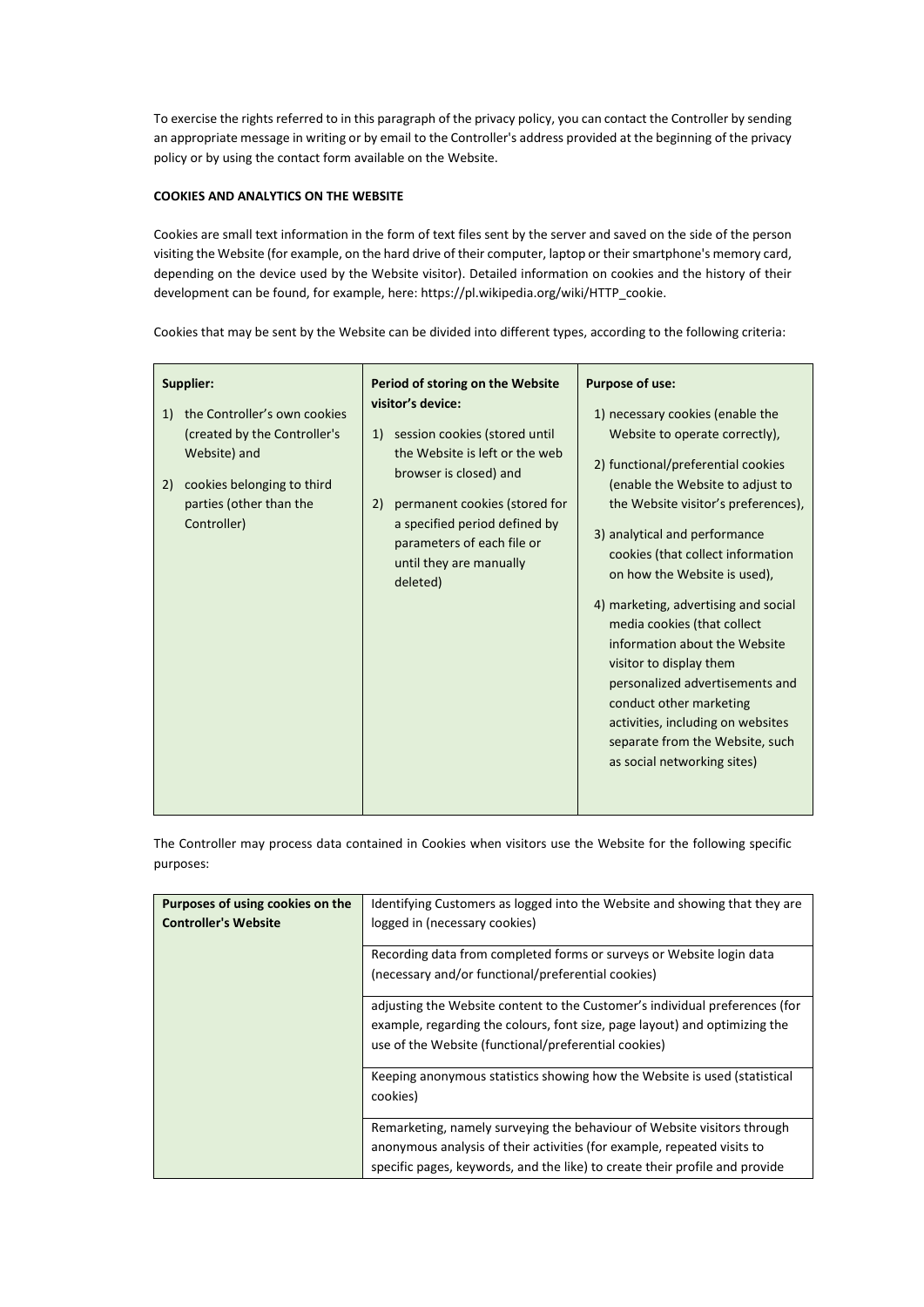To exercise the rights referred to in this paragraph of the privacy policy, you can contact the Controller by sending an appropriate message in writing or by email to the Controller's address provided at the beginning of the privacy policy or by using the contact form available on the Website.

**COOKIES AND ANALYTICS ON THE WEBSITE**

Cookies are small text information in the form of text files sent by the server and saved on the side of the person visiting the Website (for example, on the hard drive of their computer, laptop or their smartphone's memory card, depending on the device used by the Website visitor). Detailed information on cookies and the history of their development can be found, for example, here: https://pl.wikipedia.org/wiki/HTTP_cookie.

Cookies that may be sent by the Website can be divided into different types, according to the following criteria:

| **Supplier:** | **Period of storing on the Website visitor's device:** | **Purpose of use:** |
|---|---|---|
| 1) the Controller's own cookies (created by the Controller's Website) and<br>2) cookies belonging to third parties (other than the Controller) | 1) session cookies (stored until the Website is left or the web browser is closed) and<br>2) permanent cookies (stored for a specified period defined by parameters of each file or until they are manually deleted) | 1) necessary cookies (enable the Website to operate correctly),<br>2) functional/preferential cookies (enable the Website to adjust to the Website visitor's preferences),<br>3) analytical and performance cookies (that collect information on how the Website is used),<br>4) marketing, advertising and social media cookies (that collect information about the Website visitor to display them personalized advertisements and conduct other marketing activities, including on websites separate from the Website, such as social networking sites) |

The Controller may process data contained in Cookies when visitors use the Website for the following specific purposes:

| **Purposes of using cookies on the Controller's Website** | |
|---|---|
| | Identifying Customers as logged into the Website and showing that they are logged in (necessary cookies) |
| | Recording data from completed forms or surveys or Website login data (necessary and/or functional/preferential cookies) |
| | adjusting the Website content to the Customer's individual preferences (for example, regarding the colours, font size, page layout) and optimizing the use of the Website (functional/preferential cookies) |
| | Keeping anonymous statistics showing how the Website is used (statistical cookies) |
| | Remarketing, namely surveying the behaviour of Website visitors through anonymous analysis of their activities (for example, repeated visits to specific pages, keywords, and the like) to create their profile and provide |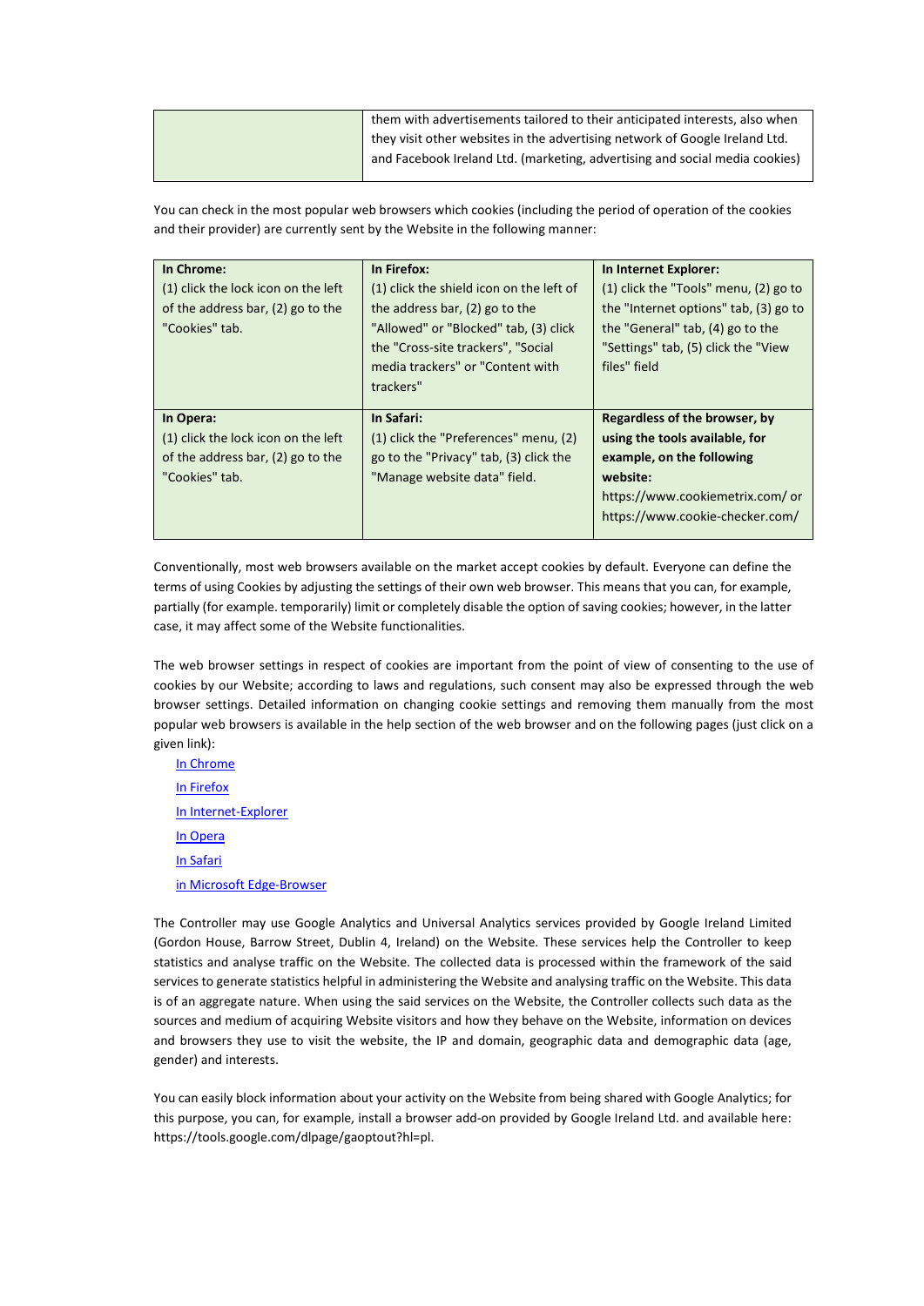|  | them with advertisements tailored to their anticipated interests, also when they visit other websites in the advertising network of Google Ireland Ltd. and Facebook Ireland Ltd. (marketing, advertising and social media cookies) |
|---|---|

You can check in the most popular web browsers which cookies (including the period of operation of the cookies and their provider) are currently sent by the Website in the following manner:

| **In Chrome:** (1) click the lock icon on the left of the address bar, (2) go to the "Cookies" tab. | **In Firefox:** (1) click the shield icon on the left of the address bar, (2) go to the "Allowed" or "Blocked" tab, (3) click the "Cross-site trackers", "Social media trackers" or "Content with trackers" | **In Internet Explorer:** (1) click the "Tools" menu, (2) go to the "Internet options" tab, (3) go to the "General" tab, (4) go to the "Settings" tab, (5) click the "View files" field |
|---|---|---|
| **In Opera:** (1) click the lock icon on the left of the address bar, (2) go to the "Cookies" tab. | **In Safari:** (1) click the "Preferences" menu, (2) go to the "Privacy" tab, (3) click the "Manage website data" field. | **Regardless of the browser, by using the tools available, for example, on the following website:** https://www.cookiemetrix.com/ or https://www.cookie-checker.com/ |

Conventionally, most web browsers available on the market accept cookies by default. Everyone can define the terms of using Cookies by adjusting the settings of their own web browser. This means that you can, for example, partially (for example. temporarily) limit or completely disable the option of saving cookies; however, in the latter case, it may affect some of the Website functionalities.

The web browser settings in respect of cookies are important from the point of view of consenting to the use of cookies by our Website; according to laws and regulations, such consent may also be expressed through the web browser settings. Detailed information on changing cookie settings and removing them manually from the most popular web browsers is available in the help section of the web browser and on the following pages (just click on a given link):

In Chrome
In Firefox
In Internet-Explorer
In Opera
In Safari
in Microsoft Edge-Browser

The Controller may use Google Analytics and Universal Analytics services provided by Google Ireland Limited (Gordon House, Barrow Street, Dublin 4, Ireland) on the Website. These services help the Controller to keep statistics and analyse traffic on the Website. The collected data is processed within the framework of the said services to generate statistics helpful in administering the Website and analysing traffic on the Website. This data is of an aggregate nature. When using the said services on the Website, the Controller collects such data as the sources and medium of acquiring Website visitors and how they behave on the Website, information on devices and browsers they use to visit the website, the IP and domain, geographic data and demographic data (age, gender) and interests.

You can easily block information about your activity on the Website from being shared with Google Analytics; for this purpose, you can, for example, install a browser add-on provided by Google Ireland Ltd. and available here: https://tools.google.com/dlpage/gaoptout?hl=pl.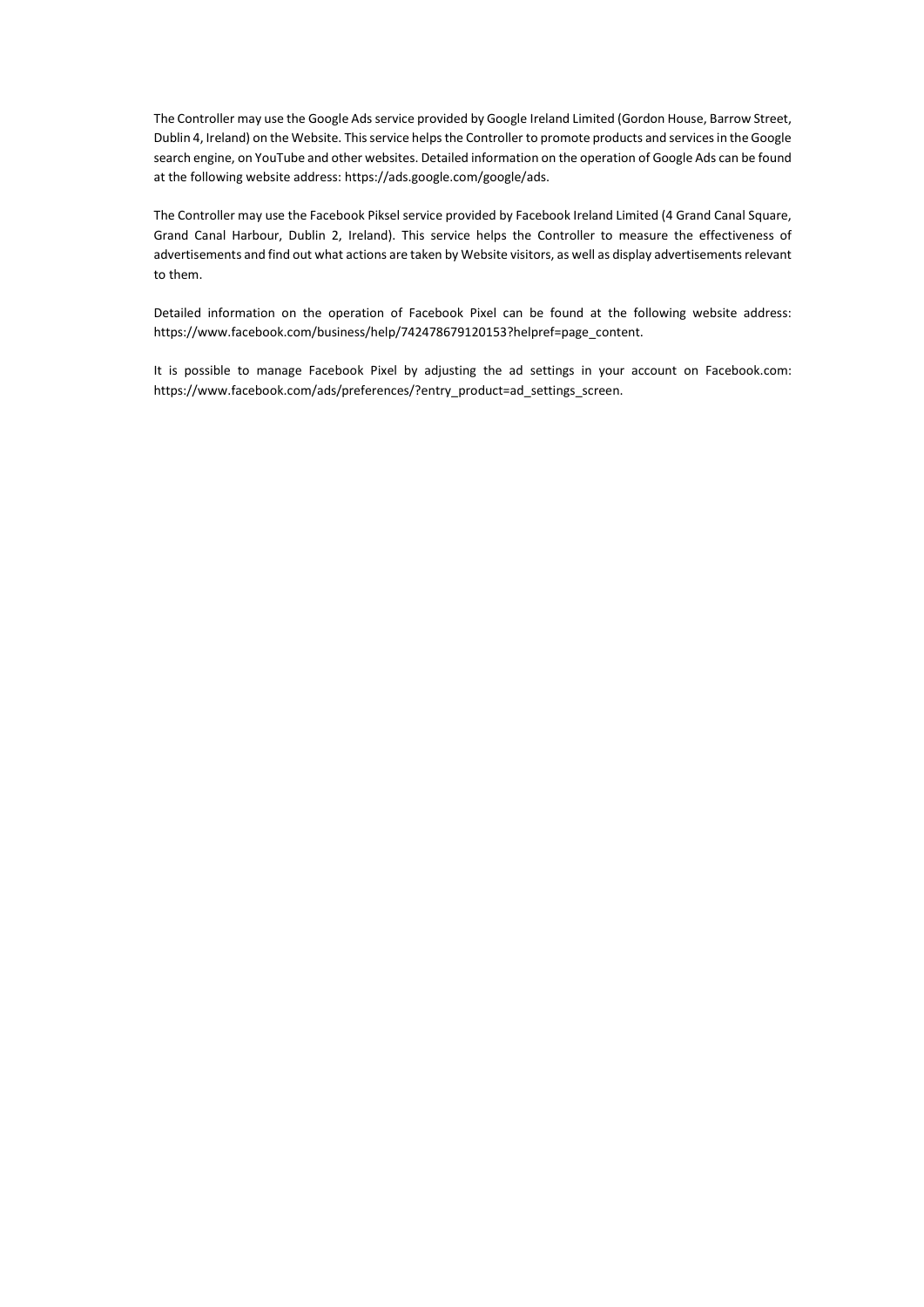The Controller may use the Google Ads service provided by Google Ireland Limited (Gordon House, Barrow Street, Dublin 4, Ireland) on the Website. This service helps the Controller to promote products and services in the Google search engine, on YouTube and other websites. Detailed information on the operation of Google Ads can be found at the following website address: https://ads.google.com/google/ads.

The Controller may use the Facebook Piksel service provided by Facebook Ireland Limited (4 Grand Canal Square, Grand Canal Harbour, Dublin 2, Ireland). This service helps the Controller to measure the effectiveness of advertisements and find out what actions are taken by Website visitors, as well as display advertisements relevant to them.

Detailed information on the operation of Facebook Pixel can be found at the following website address: https://www.facebook.com/business/help/742478679120153?helpref=page_content.

It is possible to manage Facebook Pixel by adjusting the ad settings in your account on Facebook.com: https://www.facebook.com/ads/preferences/?entry_product=ad_settings_screen.